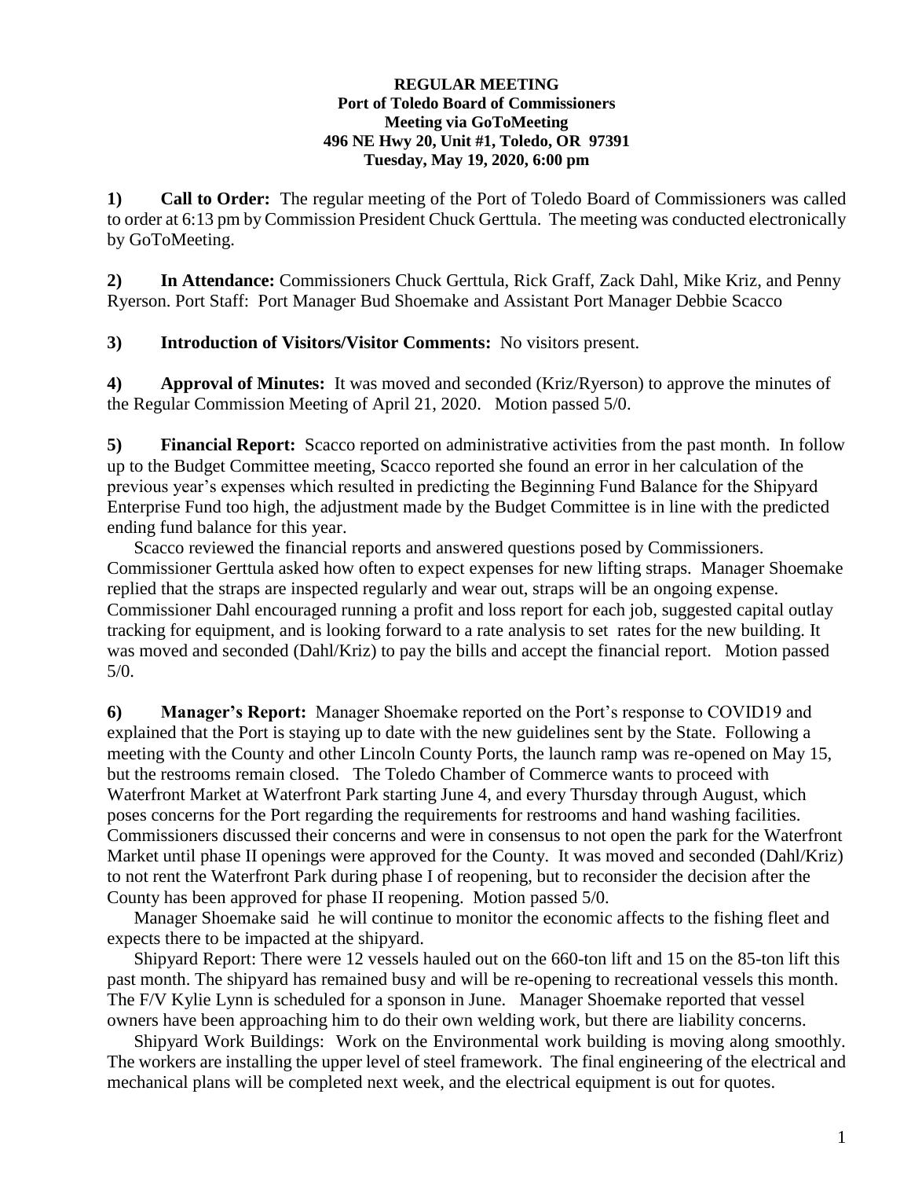**REGULAR MEETING**
**Port of Toledo Board of Commissioners**
**Meeting via GoToMeeting**
**496 NE Hwy 20, Unit #1, Toledo, OR 97391**
**Tuesday, May 19, 2020, 6:00 pm**

**1) Call to Order:** The regular meeting of the Port of Toledo Board of Commissioners was called to order at 6:13 pm by Commission President Chuck Gerttula. The meeting was conducted electronically by GoToMeeting.

**2) In Attendance:** Commissioners Chuck Gerttula, Rick Graff, Zack Dahl, Mike Kriz, and Penny Ryerson. Port Staff: Port Manager Bud Shoemake and Assistant Port Manager Debbie Scacco

**3) Introduction of Visitors/Visitor Comments:** No visitors present.

**4) Approval of Minutes:** It was moved and seconded (Kriz/Ryerson) to approve the minutes of the Regular Commission Meeting of April 21, 2020. Motion passed 5/0.

**5) Financial Report:** Scacco reported on administrative activities from the past month. In follow up to the Budget Committee meeting, Scacco reported she found an error in her calculation of the previous year's expenses which resulted in predicting the Beginning Fund Balance for the Shipyard Enterprise Fund too high, the adjustment made by the Budget Committee is in line with the predicted ending fund balance for this year.

Scacco reviewed the financial reports and answered questions posed by Commissioners. Commissioner Gerttula asked how often to expect expenses for new lifting straps. Manager Shoemake replied that the straps are inspected regularly and wear out, straps will be an ongoing expense. Commissioner Dahl encouraged running a profit and loss report for each job, suggested capital outlay tracking for equipment, and is looking forward to a rate analysis to set rates for the new building. It was moved and seconded (Dahl/Kriz) to pay the bills and accept the financial report. Motion passed 5/0.

**6) Manager's Report:** Manager Shoemake reported on the Port's response to COVID19 and explained that the Port is staying up to date with the new guidelines sent by the State. Following a meeting with the County and other Lincoln County Ports, the launch ramp was re-opened on May 15, but the restrooms remain closed. The Toledo Chamber of Commerce wants to proceed with Waterfront Market at Waterfront Park starting June 4, and every Thursday through August, which poses concerns for the Port regarding the requirements for restrooms and hand washing facilities. Commissioners discussed their concerns and were in consensus to not open the park for the Waterfront Market until phase II openings were approved for the County. It was moved and seconded (Dahl/Kriz) to not rent the Waterfront Park during phase I of reopening, but to reconsider the decision after the County has been approved for phase II reopening. Motion passed 5/0.

Manager Shoemake said he will continue to monitor the economic affects to the fishing fleet and expects there to be impacted at the shipyard.

Shipyard Report: There were 12 vessels hauled out on the 660-ton lift and 15 on the 85-ton lift this past month. The shipyard has remained busy and will be re-opening to recreational vessels this month. The F/V Kylie Lynn is scheduled for a sponson in June. Manager Shoemake reported that vessel owners have been approaching him to do their own welding work, but there are liability concerns.

Shipyard Work Buildings: Work on the Environmental work building is moving along smoothly. The workers are installing the upper level of steel framework. The final engineering of the electrical and mechanical plans will be completed next week, and the electrical equipment is out for quotes.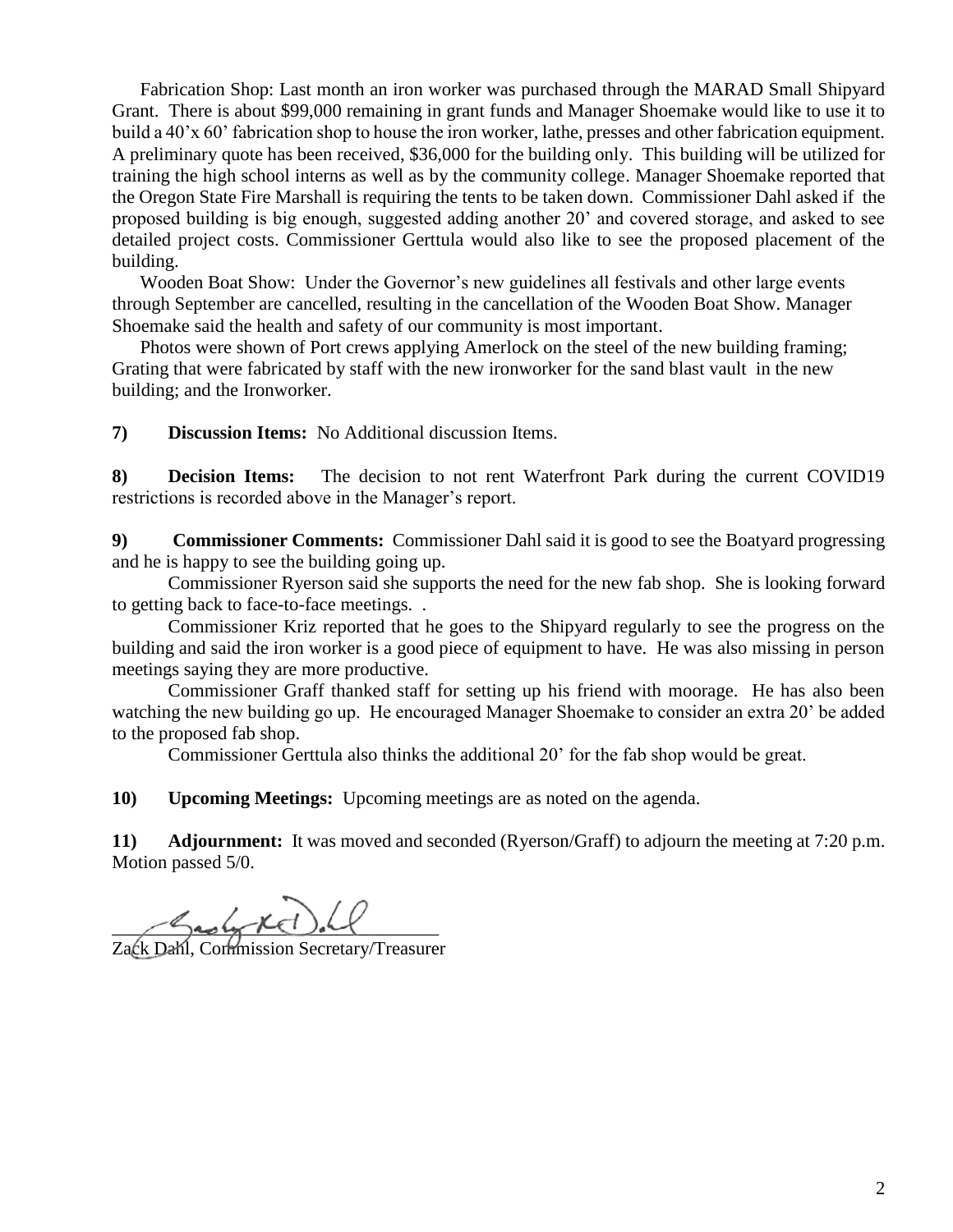Fabrication Shop: Last month an iron worker was purchased through the MARAD Small Shipyard Grant. There is about $99,000 remaining in grant funds and Manager Shoemake would like to use it to build a 40'x 60' fabrication shop to house the iron worker, lathe, presses and other fabrication equipment. A preliminary quote has been received, $36,000 for the building only. This building will be utilized for training the high school interns as well as by the community college. Manager Shoemake reported that the Oregon State Fire Marshall is requiring the tents to be taken down. Commissioner Dahl asked if the proposed building is big enough, suggested adding another 20' and covered storage, and asked to see detailed project costs. Commissioner Gerttula would also like to see the proposed placement of the building.

Wooden Boat Show: Under the Governor's new guidelines all festivals and other large events through September are cancelled, resulting in the cancellation of the Wooden Boat Show. Manager Shoemake said the health and safety of our community is most important.

Photos were shown of Port crews applying Amerlock on the steel of the new building framing; Grating that were fabricated by staff with the new ironworker for the sand blast vault in the new building; and the Ironworker.

**7) Discussion Items:** No Additional discussion Items.

**8) Decision Items:** The decision to not rent Waterfront Park during the current COVID19 restrictions is recorded above in the Manager's report.

**9) Commissioner Comments:** Commissioner Dahl said it is good to see the Boatyard progressing and he is happy to see the building going up.

Commissioner Ryerson said she supports the need for the new fab shop. She is looking forward to getting back to face-to-face meetings. .

Commissioner Kriz reported that he goes to the Shipyard regularly to see the progress on the building and said the iron worker is a good piece of equipment to have. He was also missing in person meetings saying they are more productive.

Commissioner Graff thanked staff for setting up his friend with moorage. He has also been watching the new building go up. He encouraged Manager Shoemake to consider an extra 20' be added to the proposed fab shop.

Commissioner Gerttula also thinks the additional 20' for the fab shop would be great.

**10) Upcoming Meetings:** Upcoming meetings are as noted on the agenda.

**11) Adjournment:** It was moved and seconded (Ryerson/Graff) to adjourn the meeting at 7:20 p.m. Motion passed 5/0.

\_\_\_\_\_\_\_\_\_\_\_\_\_\_\_\_\_\_\_\_\_\_\_\_\_\_\_\_\_\_

Zack Dahl, Commission Secretary/Treasurer